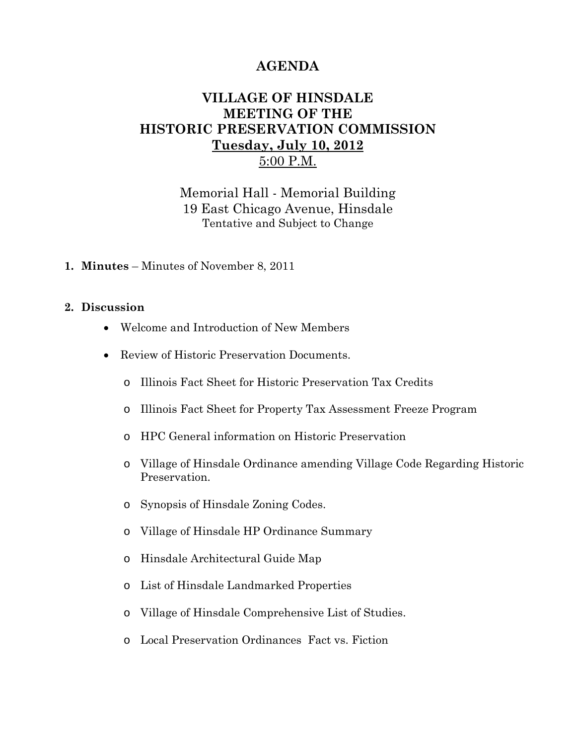# AGENDA

## VILLAGE OF HINSDALE
## MEETING OF THE
## HISTORIC PRESERVATION COMMISSION
## Tuesday, July 10, 2012
## 5:00 P.M.

Memorial Hall - Memorial Building
19 East Chicago Avenue, Hinsdale
Tentative and Subject to Change

1. **Minutes** – Minutes of November 8, 2011

2. **Discussion**
   - Welcome and Introduction of New Members
   - Review of Historic Preservation Documents.
     - Illinois Fact Sheet for Historic Preservation Tax Credits
     - Illinois Fact Sheet for Property Tax Assessment Freeze Program
     - HPC General information on Historic Preservation
     - Village of Hinsdale Ordinance amending Village Code Regarding Historic Preservation.
     - Synopsis of Hinsdale Zoning Codes.
     - Village of Hinsdale HP Ordinance Summary
     - Hinsdale Architectural Guide Map
     - List of Hinsdale Landmarked Properties
     - Village of Hinsdale Comprehensive List of Studies.
     - Local Preservation Ordinances Fact vs. Fiction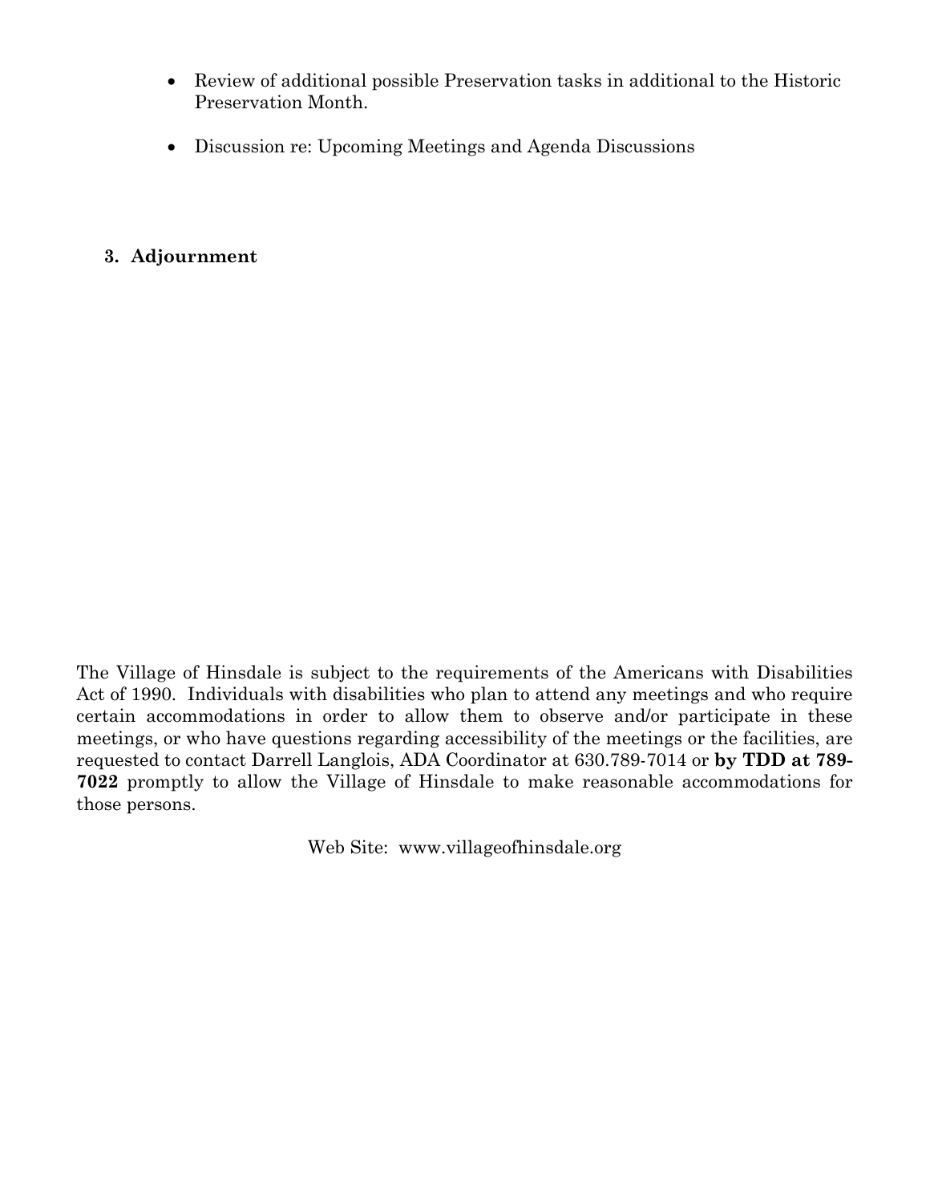- Review of additional possible Preservation tasks in additional to the Historic Preservation Month.
- Discussion re: Upcoming Meetings and Agenda Discussions

**3. Adjournment**

The Village of Hinsdale is subject to the requirements of the Americans with Disabilities Act of 1990. Individuals with disabilities who plan to attend any meetings and who require certain accommodations in order to allow them to observe and/or participate in these meetings, or who have questions regarding accessibility of the meetings or the facilities, are requested to contact Darrell Langlois, ADA Coordinator at 630.789-7014 or **by TDD at 789-7022** promptly to allow the Village of Hinsdale to make reasonable accommodations for those persons.

Web Site: www.villageofhinsdale.org